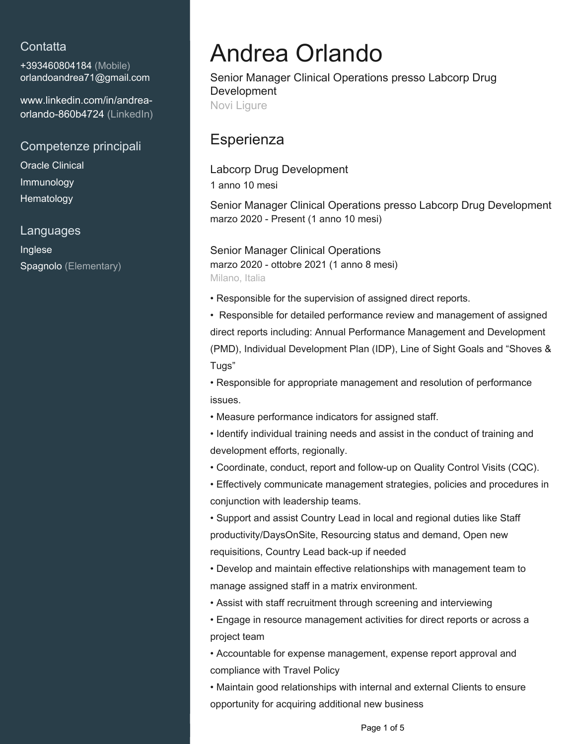## Contatta

+393460804184 (Mobile)
orlandoandrea71@gmail.com

www.linkedin.com/in/andrea-orlando-860b4724 (LinkedIn)

## Competenze principali

Oracle Clinical
Immunology
Hematology

## Languages

Inglese
Spagnolo (Elementary)

# Andrea Orlando

Senior Manager Clinical Operations presso Labcorp Drug Development
Novi Ligure

## Esperienza

### Labcorp Drug Development

1 anno 10 mesi

**Senior Manager Clinical Operations presso Labcorp Drug Development**
marzo 2020 - Present (1 anno 10 mesi)

**Senior Manager Clinical Operations**
marzo 2020 - ottobre 2021 (1 anno 8 mesi)
Milano, Italia

• Responsible for the supervision of assigned direct reports.
• Responsible for detailed performance review and management of assigned direct reports including: Annual Performance Management and Development (PMD), Individual Development Plan (IDP), Line of Sight Goals and "Shoves & Tugs"
• Responsible for appropriate management and resolution of performance issues.
• Measure performance indicators for assigned staff.
• Identify individual training needs and assist in the conduct of training and development efforts, regionally.
• Coordinate, conduct, report and follow-up on Quality Control Visits (CQC).
• Effectively communicate management strategies, policies and procedures in conjunction with leadership teams.
• Support and assist Country Lead in local and regional duties like Staff productivity/DaysOnSite, Resourcing status and demand, Open new requisitions, Country Lead back-up if needed
• Develop and maintain effective relationships with management team to manage assigned staff in a matrix environment.
• Assist with staff recruitment through screening and interviewing
• Engage in resource management activities for direct reports or across a project team
• Accountable for expense management, expense report approval and compliance with Travel Policy
• Maintain good relationships with internal and external Clients to ensure opportunity for acquiring additional new business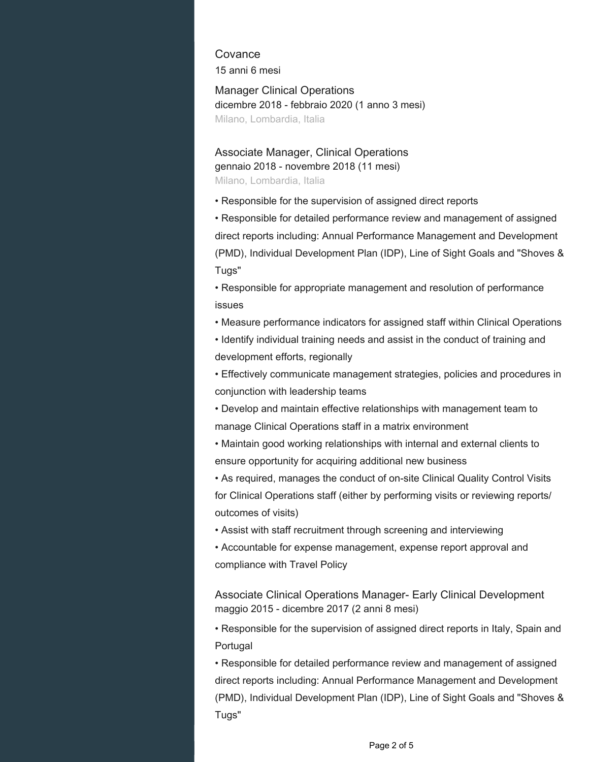## Covance

15 anni 6 mesi

### Manager Clinical Operations

dicembre 2018 - febbraio 2020 (1 anno 3 mesi)

Milano, Lombardia, Italia

### Associate Manager, Clinical Operations

gennaio 2018 - novembre 2018 (11 mesi)

Milano, Lombardia, Italia

- Responsible for the supervision of assigned direct reports
- Responsible for detailed performance review and management of assigned direct reports including: Annual Performance Management and Development (PMD), Individual Development Plan (IDP), Line of Sight Goals and "Shoves & Tugs"
- Responsible for appropriate management and resolution of performance issues
- Measure performance indicators for assigned staff within Clinical Operations
- Identify individual training needs and assist in the conduct of training and development efforts, regionally
- Effectively communicate management strategies, policies and procedures in conjunction with leadership teams
- Develop and maintain effective relationships with management team to manage Clinical Operations staff in a matrix environment
- Maintain good working relationships with internal and external clients to ensure opportunity for acquiring additional new business
- As required, manages the conduct of on-site Clinical Quality Control Visits for Clinical Operations staff (either by performing visits or reviewing reports/ outcomes of visits)
- Assist with staff recruitment through screening and interviewing
- Accountable for expense management, expense report approval and compliance with Travel Policy

### Associate Clinical Operations Manager- Early Clinical Development

maggio 2015 - dicembre 2017 (2 anni 8 mesi)

- Responsible for the supervision of assigned direct reports in Italy, Spain and Portugal
- Responsible for detailed performance review and management of assigned direct reports including: Annual Performance Management and Development (PMD), Individual Development Plan (IDP), Line of Sight Goals and "Shoves & Tugs"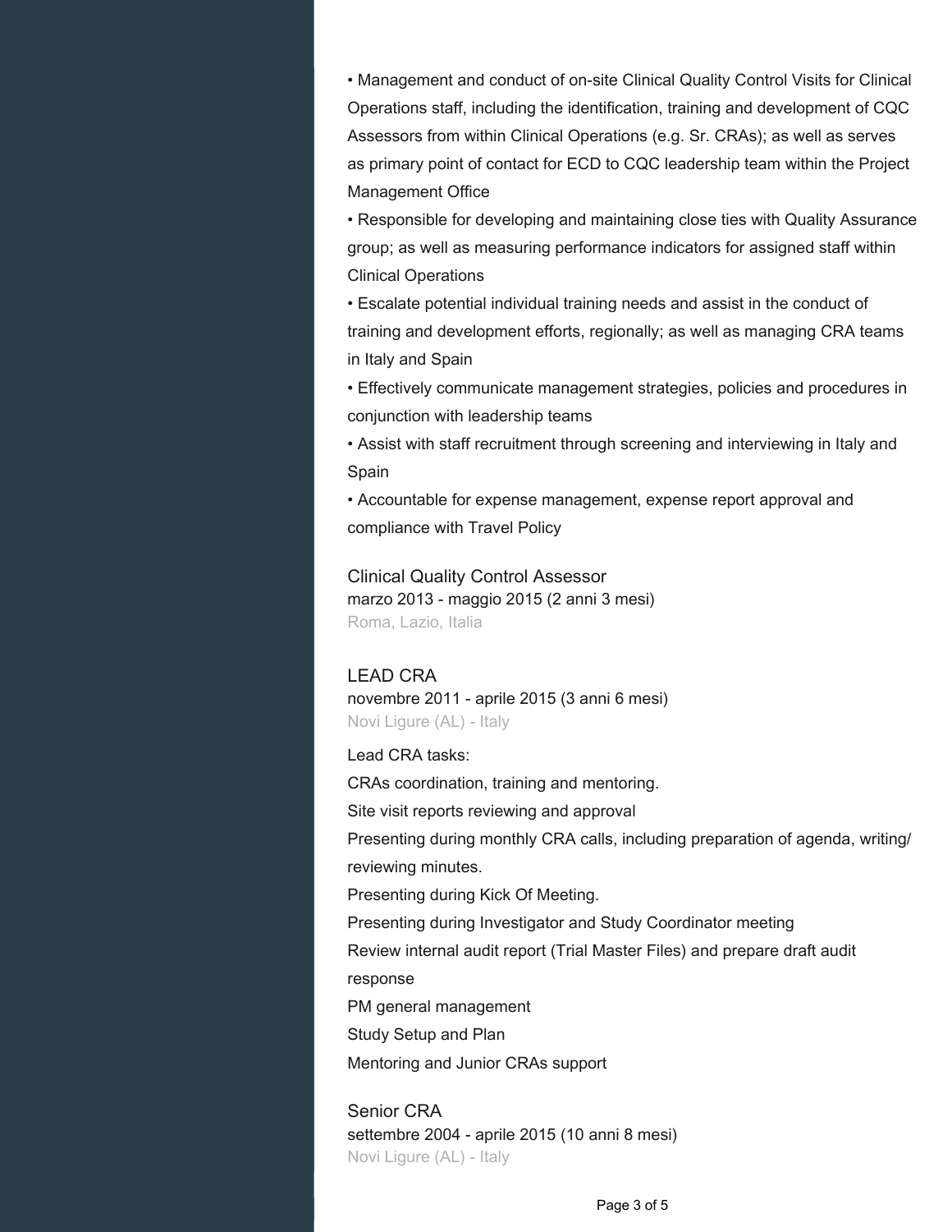- Management and conduct of on-site Clinical Quality Control Visits for Clinical Operations staff, including the identification, training and development of CQC Assessors from within Clinical Operations (e.g. Sr. CRAs); as well as serves as primary point of contact for ECD to CQC leadership team within the Project Management Office
- Responsible for developing and maintaining close ties with Quality Assurance group; as well as measuring performance indicators for assigned staff within Clinical Operations
- Escalate potential individual training needs and assist in the conduct of training and development efforts, regionally; as well as managing CRA teams in Italy and Spain
- Effectively communicate management strategies, policies and procedures in conjunction with leadership teams
- Assist with staff recruitment through screening and interviewing in Italy and Spain
- Accountable for expense management, expense report approval and compliance with Travel Policy

### Clinical Quality Control Assessor
marzo 2013 - maggio 2015 (2 anni 3 mesi)
Roma, Lazio, Italia

### LEAD CRA
novembre 2011 - aprile 2015 (3 anni 6 mesi)
Novi Ligure (AL) - Italy

Lead CRA tasks:

CRAs coordination, training and mentoring.

Site visit reports reviewing and approval

Presenting during monthly CRA calls, including preparation of agenda, writing/reviewing minutes.

Presenting during Kick Of Meeting.

Presenting during Investigator and Study Coordinator meeting

Review internal audit report (Trial Master Files) and prepare draft audit response

PM general management

Study Setup and Plan

Mentoring and Junior CRAs support

### Senior CRA
settembre 2004 - aprile 2015 (10 anni 8 mesi)
Novi Ligure (AL) - Italy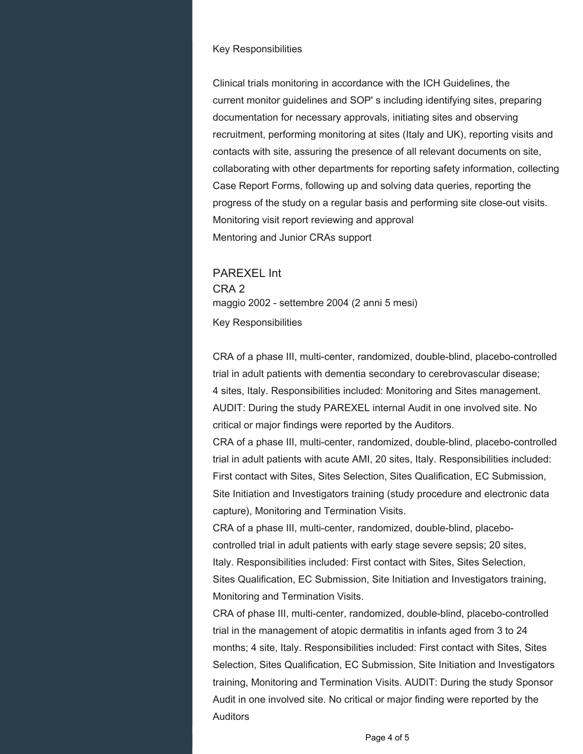Key Responsibilities

Clinical trials monitoring in accordance with the ICH Guidelines, the current monitor guidelines and SOP' s including identifying sites, preparing documentation for necessary approvals, initiating sites and observing recruitment, performing monitoring at sites (Italy and UK), reporting visits and contacts with site, assuring the presence of all relevant documents on site, collaborating with other departments for reporting safety information, collecting Case Report Forms, following up and solving data queries, reporting the progress of the study on a regular basis and performing site close-out visits.
Monitoring visit report reviewing and approval
Mentoring and Junior CRAs support

## PAREXEL Int

### CRA 2

maggio 2002 - settembre 2004 (2 anni 5 mesi)

Key Responsibilities

CRA of a phase III, multi-center, randomized, double-blind, placebo-controlled trial in adult patients with dementia secondary to cerebrovascular disease; 4 sites, Italy. Responsibilities included: Monitoring and Sites management. AUDIT: During the study PAREXEL internal Audit in one involved site. No critical or major findings were reported by the Auditors.
CRA of a phase III, multi-center, randomized, double-blind, placebo-controlled trial in adult patients with acute AMI, 20 sites, Italy. Responsibilities included: First contact with Sites, Sites Selection, Sites Qualification, EC Submission, Site Initiation and Investigators training (study procedure and electronic data capture), Monitoring and Termination Visits.
CRA of a phase III, multi-center, randomized, double-blind, placebo-controlled trial in adult patients with early stage severe sepsis; 20 sites, Italy. Responsibilities included: First contact with Sites, Sites Selection, Sites Qualification, EC Submission, Site Initiation and Investigators training, Monitoring and Termination Visits.
CRA of phase III, multi-center, randomized, double-blind, placebo-controlled trial in the management of atopic dermatitis in infants aged from 3 to 24 months; 4 site, Italy. Responsibilities included: First contact with Sites, Sites Selection, Sites Qualification, EC Submission, Site Initiation and Investigators training, Monitoring and Termination Visits. AUDIT: During the study Sponsor Audit in one involved site. No critical or major finding were reported by the Auditors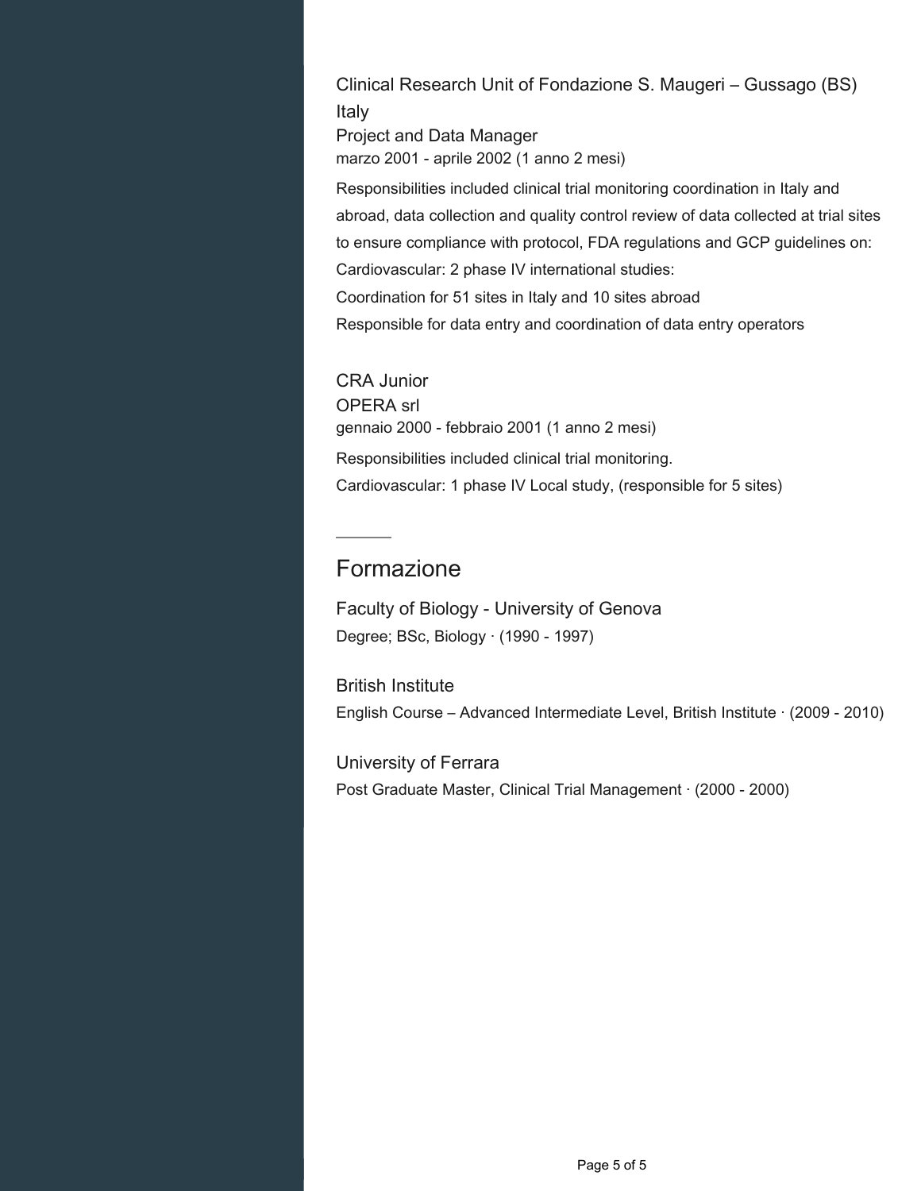Clinical Research Unit of Fondazione S. Maugeri – Gussago (BS) Italy

Project and Data Manager

marzo 2001 - aprile 2002 (1 anno 2 mesi)

Responsibilities included clinical trial monitoring coordination in Italy and abroad, data collection and quality control review of data collected at trial sites to ensure compliance with protocol, FDA regulations and GCP guidelines on:

Cardiovascular: 2 phase IV international studies:

Coordination for 51 sites in Italy and 10 sites abroad

Responsible for data entry and coordination of data entry operators

CRA Junior

OPERA srl

gennaio 2000 - febbraio 2001 (1 anno 2 mesi)

Responsibilities included clinical trial monitoring.

Cardiovascular: 1 phase IV Local study, (responsible for 5 sites)

## Formazione

### Faculty of Biology - University of Genova

Degree; BSc, Biology · (1990 - 1997)

### British Institute

English Course – Advanced Intermediate Level, British Institute · (2009 - 2010)

### University of Ferrara

Post Graduate Master, Clinical Trial Management · (2000 - 2000)